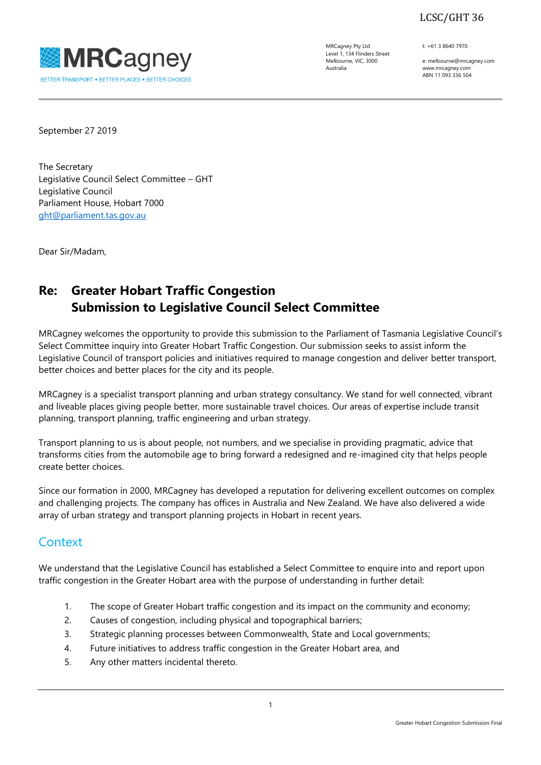LCSC/GHT 36

**MRCagney**
BETTER TRANSPORT • BETTER PLACES • BETTER CHOICES

MRCagney Pty Ltd
Level 1, 134 Flinders Street
Melbourne, VIC, 3000
Australia

t: +61 3 8640 7970

e: melbourne@mrcagney.com
www.mrcagney.com
ABN 11 093 336 504

September 27 2019

The Secretary
Legislative Council Select Committee – GHT
Legislative Council
Parliament House, Hobart 7000
ght@parliament.tas.gov.au

Dear Sir/Madam,

## Re: Greater Hobart Traffic Congestion Submission to Legislative Council Select Committee

MRCagney welcomes the opportunity to provide this submission to the Parliament of Tasmania Legislative Council's Select Committee inquiry into Greater Hobart Traffic Congestion. Our submission seeks to assist inform the Legislative Council of transport policies and initiatives required to manage congestion and deliver better transport, better choices and better places for the city and its people.

MRCagney is a specialist transport planning and urban strategy consultancy. We stand for well connected, vibrant and liveable places giving people better, more sustainable travel choices. Our areas of expertise include transit planning, transport planning, traffic engineering and urban strategy.

Transport planning to us is about people, not numbers, and we specialise in providing pragmatic, advice that transforms cities from the automobile age to bring forward a redesigned and re-imagined city that helps people create better choices.

Since our formation in 2000, MRCagney has developed a reputation for delivering excellent outcomes on complex and challenging projects. The company has offices in Australia and New Zealand. We have also delivered a wide array of urban strategy and transport planning projects in Hobart in recent years.

## Context

We understand that the Legislative Council has established a Select Committee to enquire into and report upon traffic congestion in the Greater Hobart area with the purpose of understanding in further detail:

1. The scope of Greater Hobart traffic congestion and its impact on the community and economy;
2. Causes of congestion, including physical and topographical barriers;
3. Strategic planning processes between Commonwealth, State and Local governments;
4. Future initiatives to address traffic congestion in the Greater Hobart area, and
5. Any other matters incidental thereto.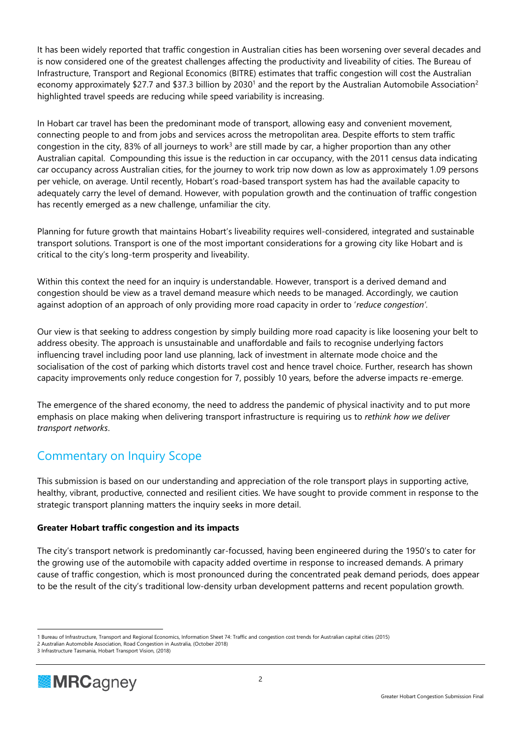It has been widely reported that traffic congestion in Australian cities has been worsening over several decades and is now considered one of the greatest challenges affecting the productivity and liveability of cities. The Bureau of Infrastructure, Transport and Regional Economics (BITRE) estimates that traffic congestion will cost the Australian economy approximately $27.7 and $37.3 billion by 2030[1] and the report by the Australian Automobile Association[2] highlighted travel speeds are reducing while speed variability is increasing.

In Hobart car travel has been the predominant mode of transport, allowing easy and convenient movement, connecting people to and from jobs and services across the metropolitan area. Despite efforts to stem traffic congestion in the city, 83% of all journeys to work[3] are still made by car, a higher proportion than any other Australian capital. Compounding this issue is the reduction in car occupancy, with the 2011 census data indicating car occupancy across Australian cities, for the journey to work trip now down as low as approximately 1.09 persons per vehicle, on average. Until recently, Hobart's road-based transport system has had the available capacity to adequately carry the level of demand. However, with population growth and the continuation of traffic congestion has recently emerged as a new challenge, unfamiliar the city.

Planning for future growth that maintains Hobart's liveability requires well-considered, integrated and sustainable transport solutions. Transport is one of the most important considerations for a growing city like Hobart and is critical to the city's long-term prosperity and liveability.

Within this context the need for an inquiry is understandable. However, transport is a derived demand and congestion should be view as a travel demand measure which needs to be managed. Accordingly, we caution against adoption of an approach of only providing more road capacity in order to '*reduce congestion'*.

Our view is that seeking to address congestion by simply building more road capacity is like loosening your belt to address obesity. The approach is unsustainable and unaffordable and fails to recognise underlying factors influencing travel including poor land use planning, lack of investment in alternate mode choice and the socialisation of the cost of parking which distorts travel cost and hence travel choice. Further, research has shown capacity improvements only reduce congestion for 7, possibly 10 years, before the adverse impacts re-emerge.

The emergence of the shared economy, the need to address the pandemic of physical inactivity and to put more emphasis on place making when delivering transport infrastructure is requiring us to *rethink how we deliver transport networks*.

## Commentary on Inquiry Scope

This submission is based on our understanding and appreciation of the role transport plays in supporting active, healthy, vibrant, productive, connected and resilient cities. We have sought to provide comment in response to the strategic transport planning matters the inquiry seeks in more detail.

**Greater Hobart traffic congestion and its impacts**

The city's transport network is predominantly car-focussed, having been engineered during the 1950's to cater for the growing use of the automobile with capacity added overtime in response to increased demands. A primary cause of traffic congestion, which is most pronounced during the concentrated peak demand periods, does appear to be the result of the city's traditional low-density urban development patterns and recent population growth.

---

1 Bureau of Infrastructure, Transport and Regional Economics, Information Sheet 74: Traffic and congestion cost trends for Australian capital cities (2015)
2 Australian Automobile Association, Road Congestion in Australia, (October 2018)
3 Infrastructure Tasmania, Hobart Transport Vision, (2018)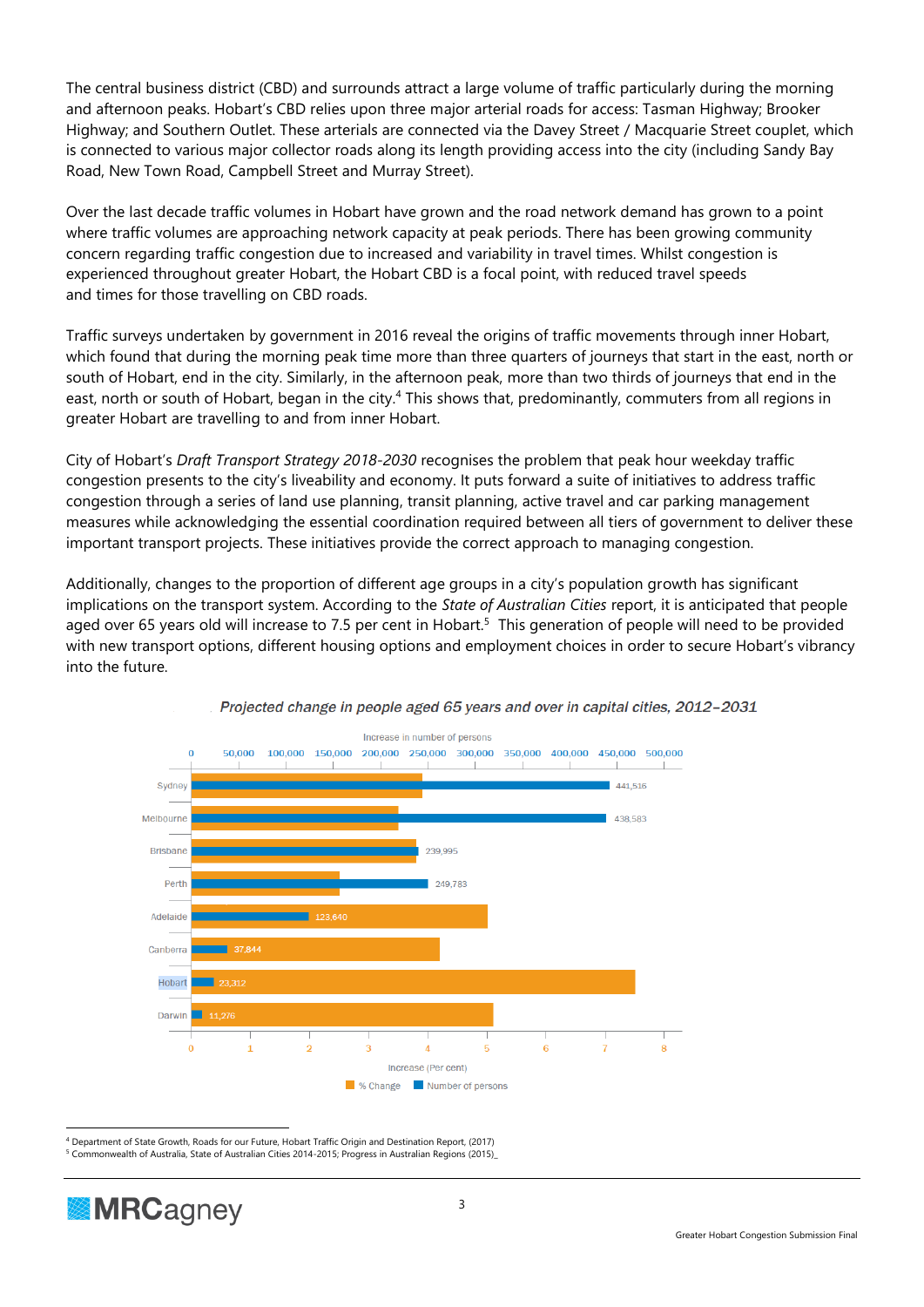The central business district (CBD) and surrounds attract a large volume of traffic particularly during the morning and afternoon peaks. Hobart's CBD relies upon three major arterial roads for access: Tasman Highway; Brooker Highway; and Southern Outlet. These arterials are connected via the Davey Street / Macquarie Street couplet, which is connected to various major collector roads along its length providing access into the city (including Sandy Bay Road, New Town Road, Campbell Street and Murray Street).

Over the last decade traffic volumes in Hobart have grown and the road network demand has grown to a point where traffic volumes are approaching network capacity at peak periods. There has been growing community concern regarding traffic congestion due to increased and variability in travel times. Whilst congestion is experienced throughout greater Hobart, the Hobart CBD is a focal point, with reduced travel speeds and times for those travelling on CBD roads.

Traffic surveys undertaken by government in 2016 reveal the origins of traffic movements through inner Hobart, which found that during the morning peak time more than three quarters of journeys that start in the east, north or south of Hobart, end in the city. Similarly, in the afternoon peak, more than two thirds of journeys that end in the east, north or south of Hobart, began in the city.[4] This shows that, predominantly, commuters from all regions in greater Hobart are travelling to and from inner Hobart.

City of Hobart's *Draft Transport Strategy 2018-2030* recognises the problem that peak hour weekday traffic congestion presents to the city's liveability and economy. It puts forward a suite of initiatives to address traffic congestion through a series of land use planning, transit planning, active travel and car parking management measures while acknowledging the essential coordination required between all tiers of government to deliver these important transport projects. These initiatives provide the correct approach to managing congestion.

Additionally, changes to the proportion of different age groups in a city's population growth has significant implications on the transport system. According to the *State of Australian Cities* report, it is anticipated that people aged over 65 years old will increase to 7.5 per cent in Hobart.[5] This generation of people will need to be provided with new transport options, different housing options and employment choices in order to secure Hobart's vibrancy into the future.

*Projected change in people aged 65 years and over in capital cities, 2012–2031*

| City | Number of persons (increase) |
|---|---|
| Sydney | 441,516 |
| Melbourne | 438,583 |
| Brisbane | 239,995 |
| Perth | 249,783 |
| Adelaide | 123,640 |
| Canberra | 37,844 |
| Hobart | 23,312 |
| Darwin | 11,276 |

Increase (Per cent) — % Change; Increase in number of persons — Number of persons

[4] Department of State Growth, Roads for our Future, Hobart Traffic Origin and Destination Report, (2017)

[5] Commonwealth of Australia, State of Australian Cities 2014-2015; Progress in Australian Regions (2015)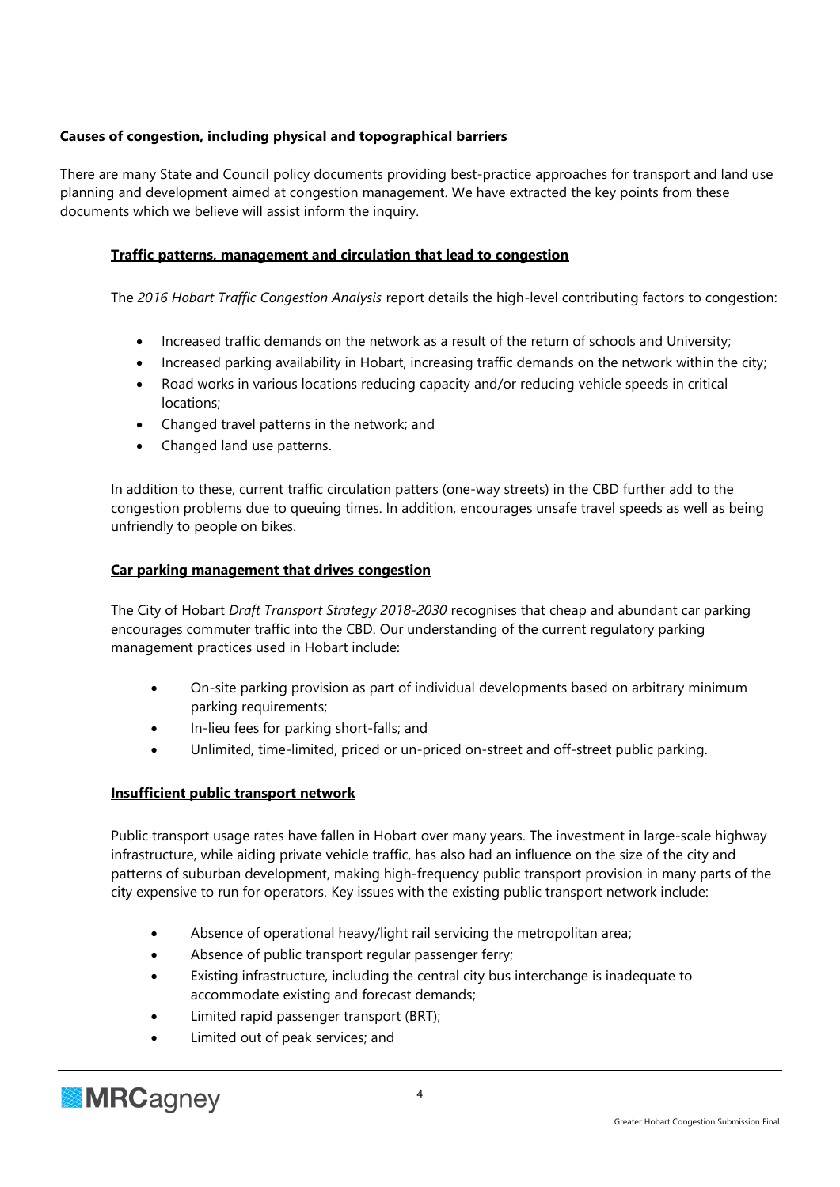## Causes of congestion, including physical and topographical barriers

There are many State and Council policy documents providing best-practice approaches for transport and land use planning and development aimed at congestion management. We have extracted the key points from these documents which we believe will assist inform the inquiry.

### Traffic patterns, management and circulation that lead to congestion

The *2016 Hobart Traffic Congestion Analysis* report details the high-level contributing factors to congestion:

- Increased traffic demands on the network as a result of the return of schools and University;
- Increased parking availability in Hobart, increasing traffic demands on the network within the city;
- Road works in various locations reducing capacity and/or reducing vehicle speeds in critical locations;
- Changed travel patterns in the network; and
- Changed land use patterns.

In addition to these, current traffic circulation patters (one-way streets) in the CBD further add to the congestion problems due to queuing times. In addition, encourages unsafe travel speeds as well as being unfriendly to people on bikes.

### Car parking management that drives congestion

The City of Hobart *Draft Transport Strategy 2018-2030* recognises that cheap and abundant car parking encourages commuter traffic into the CBD. Our understanding of the current regulatory parking management practices used in Hobart include:

- On-site parking provision as part of individual developments based on arbitrary minimum parking requirements;
- In-lieu fees for parking short-falls; and
- Unlimited, time-limited, priced or un-priced on-street and off-street public parking.

### Insufficient public transport network

Public transport usage rates have fallen in Hobart over many years. The investment in large-scale highway infrastructure, while aiding private vehicle traffic, has also had an influence on the size of the city and patterns of suburban development, making high-frequency public transport provision in many parts of the city expensive to run for operators. Key issues with the existing public transport network include:

- Absence of operational heavy/light rail servicing the metropolitan area;
- Absence of public transport regular passenger ferry;
- Existing infrastructure, including the central city bus interchange is inadequate to accommodate existing and forecast demands;
- Limited rapid passenger transport (BRT);
- Limited out of peak services; and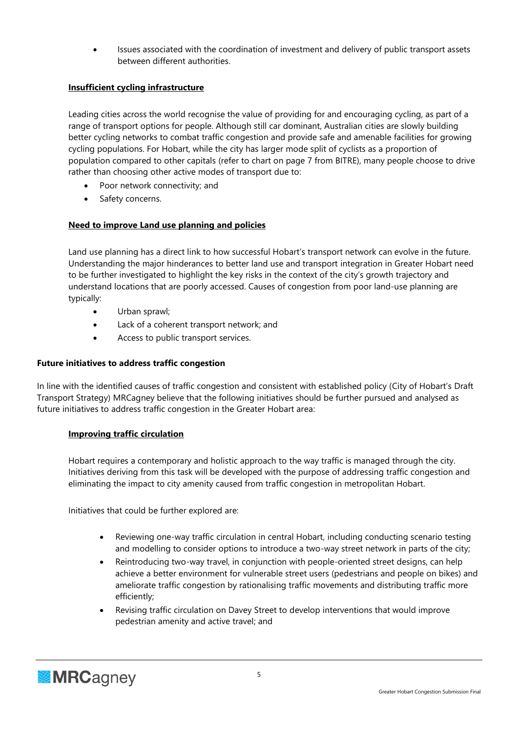- Issues associated with the coordination of investment and delivery of public transport assets between different authorities.

**Insufficient cycling infrastructure**

Leading cities across the world recognise the value of providing for and encouraging cycling, as part of a range of transport options for people. Although still car dominant, Australian cities are slowly building better cycling networks to combat traffic congestion and provide safe and amenable facilities for growing cycling populations. For Hobart, while the city has larger mode split of cyclists as a proportion of population compared to other capitals (refer to chart on page 7 from BITRE), many people choose to drive rather than choosing other active modes of transport due to:

- Poor network connectivity; and
- Safety concerns.

**Need to improve Land use planning and policies**

Land use planning has a direct link to how successful Hobart's transport network can evolve in the future. Understanding the major hinderances to better land use and transport integration in Greater Hobart need to be further investigated to highlight the key risks in the context of the city's growth trajectory and understand locations that are poorly accessed. Causes of congestion from poor land-use planning are typically:

- Urban sprawl;
- Lack of a coherent transport network; and
- Access to public transport services.

**Future initiatives to address traffic congestion**

In line with the identified causes of traffic congestion and consistent with established policy (City of Hobart's Draft Transport Strategy) MRCagney believe that the following initiatives should be further pursued and analysed as future initiatives to address traffic congestion in the Greater Hobart area:

**Improving traffic circulation**

Hobart requires a contemporary and holistic approach to the way traffic is managed through the city. Initiatives deriving from this task will be developed with the purpose of addressing traffic congestion and eliminating the impact to city amenity caused from traffic congestion in metropolitan Hobart.

Initiatives that could be further explored are:

- Reviewing one-way traffic circulation in central Hobart, including conducting scenario testing and modelling to consider options to introduce a two-way street network in parts of the city;
- Reintroducing two-way travel, in conjunction with people-oriented street designs, can help achieve a better environment for vulnerable street users (pedestrians and people on bikes) and ameliorate traffic congestion by rationalising traffic movements and distributing traffic more efficiently;
- Revising traffic circulation on Davey Street to develop interventions that would improve pedestrian amenity and active travel; and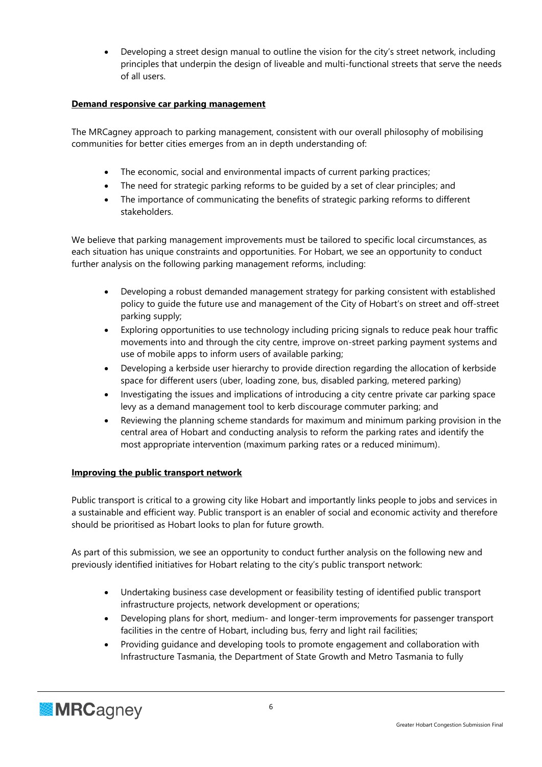- Developing a street design manual to outline the vision for the city's street network, including principles that underpin the design of liveable and multi-functional streets that serve the needs of all users.

**Demand responsive car parking management**

The MRCagney approach to parking management, consistent with our overall philosophy of mobilising communities for better cities emerges from an in depth understanding of:

- The economic, social and environmental impacts of current parking practices;
- The need for strategic parking reforms to be guided by a set of clear principles; and
- The importance of communicating the benefits of strategic parking reforms to different stakeholders.

We believe that parking management improvements must be tailored to specific local circumstances, as each situation has unique constraints and opportunities. For Hobart, we see an opportunity to conduct further analysis on the following parking management reforms, including:

- Developing a robust demanded management strategy for parking consistent with established policy to guide the future use and management of the City of Hobart's on street and off-street parking supply;
- Exploring opportunities to use technology including pricing signals to reduce peak hour traffic movements into and through the city centre, improve on-street parking payment systems and use of mobile apps to inform users of available parking;
- Developing a kerbside user hierarchy to provide direction regarding the allocation of kerbside space for different users (uber, loading zone, bus, disabled parking, metered parking)
- Investigating the issues and implications of introducing a city centre private car parking space levy as a demand management tool to kerb discourage commuter parking; and
- Reviewing the planning scheme standards for maximum and minimum parking provision in the central area of Hobart and conducting analysis to reform the parking rates and identify the most appropriate intervention (maximum parking rates or a reduced minimum).

**Improving the public transport network**

Public transport is critical to a growing city like Hobart and importantly links people to jobs and services in a sustainable and efficient way. Public transport is an enabler of social and economic activity and therefore should be prioritised as Hobart looks to plan for future growth.

As part of this submission, we see an opportunity to conduct further analysis on the following new and previously identified initiatives for Hobart relating to the city's public transport network:

- Undertaking business case development or feasibility testing of identified public transport infrastructure projects, network development or operations;
- Developing plans for short, medium- and longer-term improvements for passenger transport facilities in the centre of Hobart, including bus, ferry and light rail facilities;
- Providing guidance and developing tools to promote engagement and collaboration with Infrastructure Tasmania, the Department of State Growth and Metro Tasmania to fully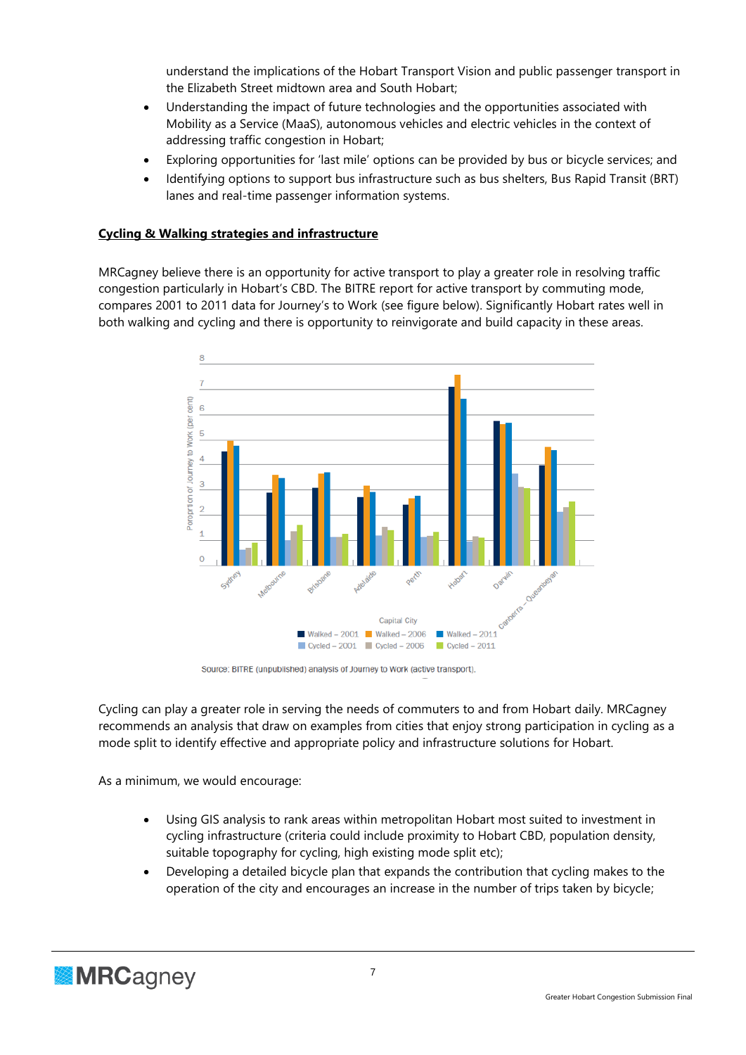understand the implications of the Hobart Transport Vision and public passenger transport in the Elizabeth Street midtown area and South Hobart;

- Understanding the impact of future technologies and the opportunities associated with Mobility as a Service (MaaS), autonomous vehicles and electric vehicles in the context of addressing traffic congestion in Hobart;
- Exploring opportunities for 'last mile' options can be provided by bus or bicycle services; and
- Identifying options to support bus infrastructure such as bus shelters, Bus Rapid Transit (BRT) lanes and real-time passenger information systems.

**Cycling & Walking strategies and infrastructure**

MRCagney believe there is an opportunity for active transport to play a greater role in resolving traffic congestion particularly in Hobart's CBD. The BITRE report for active transport by commuting mode, compares 2001 to 2011 data for Journey's to Work (see figure below). Significantly Hobart rates well in both walking and cycling and there is opportunity to reinvigorate and build capacity in these areas.

Source: BITRE (unpublished) analysis of Journey to Work (active transport).

Cycling can play a greater role in serving the needs of commuters to and from Hobart daily. MRCagney recommends an analysis that draw on examples from cities that enjoy strong participation in cycling as a mode split to identify effective and appropriate policy and infrastructure solutions for Hobart.

As a minimum, we would encourage:

- Using GIS analysis to rank areas within metropolitan Hobart most suited to investment in cycling infrastructure (criteria could include proximity to Hobart CBD, population density, suitable topography for cycling, high existing mode split etc);
- Developing a detailed bicycle plan that expands the contribution that cycling makes to the operation of the city and encourages an increase in the number of trips taken by bicycle;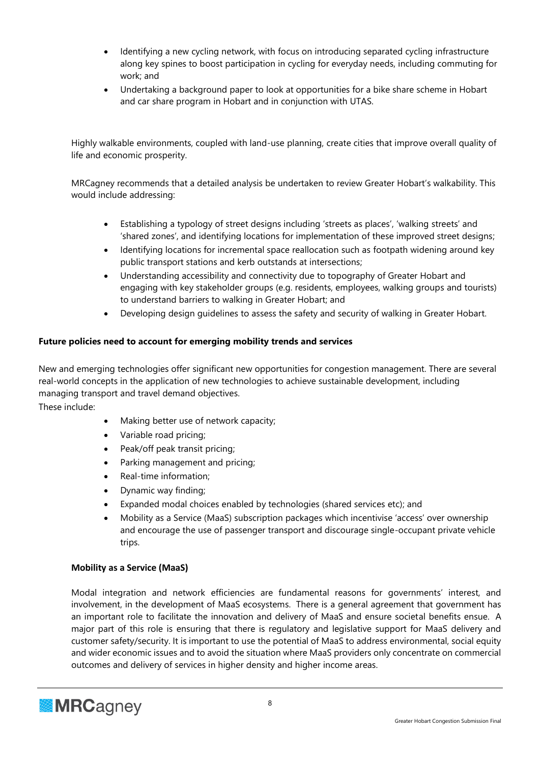- Identifying a new cycling network, with focus on introducing separated cycling infrastructure along key spines to boost participation in cycling for everyday needs, including commuting for work; and
- Undertaking a background paper to look at opportunities for a bike share scheme in Hobart and car share program in Hobart and in conjunction with UTAS.

Highly walkable environments, coupled with land-use planning, create cities that improve overall quality of life and economic prosperity.

MRCagney recommends that a detailed analysis be undertaken to review Greater Hobart's walkability. This would include addressing:

- Establishing a typology of street designs including 'streets as places', 'walking streets' and 'shared zones', and identifying locations for implementation of these improved street designs;
- Identifying locations for incremental space reallocation such as footpath widening around key public transport stations and kerb outstands at intersections;
- Understanding accessibility and connectivity due to topography of Greater Hobart and engaging with key stakeholder groups (e.g. residents, employees, walking groups and tourists) to understand barriers to walking in Greater Hobart; and
- Developing design guidelines to assess the safety and security of walking in Greater Hobart.

**Future policies need to account for emerging mobility trends and services**

New and emerging technologies offer significant new opportunities for congestion management. There are several real-world concepts in the application of new technologies to achieve sustainable development, including managing transport and travel demand objectives.
These include:

- Making better use of network capacity;
- Variable road pricing;
- Peak/off peak transit pricing;
- Parking management and pricing;
- Real-time information;
- Dynamic way finding;
- Expanded modal choices enabled by technologies (shared services etc); and
- Mobility as a Service (MaaS) subscription packages which incentivise 'access' over ownership and encourage the use of passenger transport and discourage single-occupant private vehicle trips.

**Mobility as a Service (MaaS)**

Modal integration and network efficiencies are fundamental reasons for governments' interest, and involvement, in the development of MaaS ecosystems. There is a general agreement that government has an important role to facilitate the innovation and delivery of MaaS and ensure societal benefits ensue. A major part of this role is ensuring that there is regulatory and legislative support for MaaS delivery and customer safety/security. It is important to use the potential of MaaS to address environmental, social equity and wider economic issues and to avoid the situation where MaaS providers only concentrate on commercial outcomes and delivery of services in higher density and higher income areas.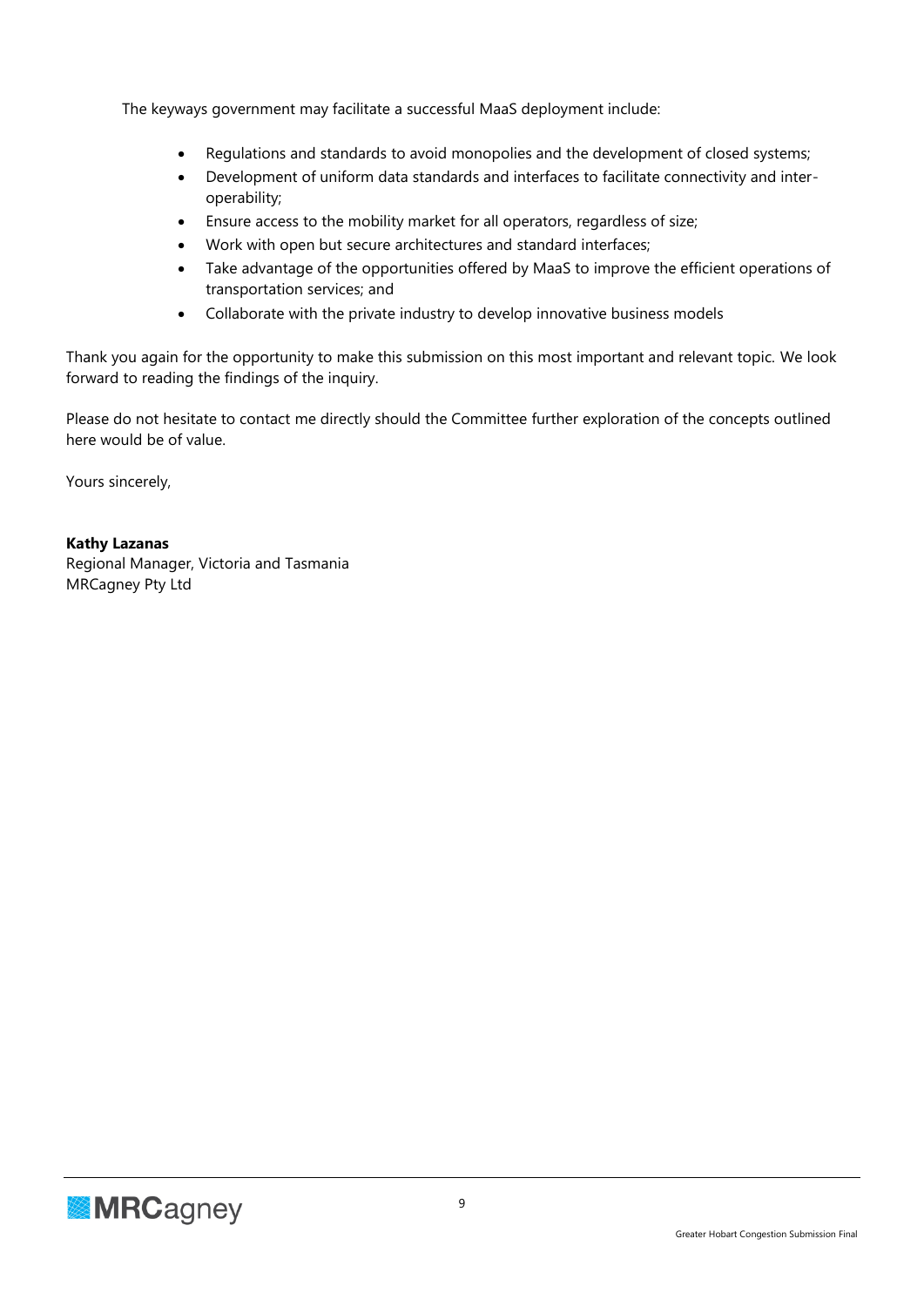The keyways government may facilitate a successful MaaS deployment include:

- Regulations and standards to avoid monopolies and the development of closed systems;
- Development of uniform data standards and interfaces to facilitate connectivity and inter-operability;
- Ensure access to the mobility market for all operators, regardless of size;
- Work with open but secure architectures and standard interfaces;
- Take advantage of the opportunities offered by MaaS to improve the efficient operations of transportation services; and
- Collaborate with the private industry to develop innovative business models

Thank you again for the opportunity to make this submission on this most important and relevant topic. We look forward to reading the findings of the inquiry.

Please do not hesitate to contact me directly should the Committee further exploration of the concepts outlined here would be of value.

Yours sincerely,

**Kathy Lazanas**
Regional Manager, Victoria and Tasmania
MRCagney Pty Ltd